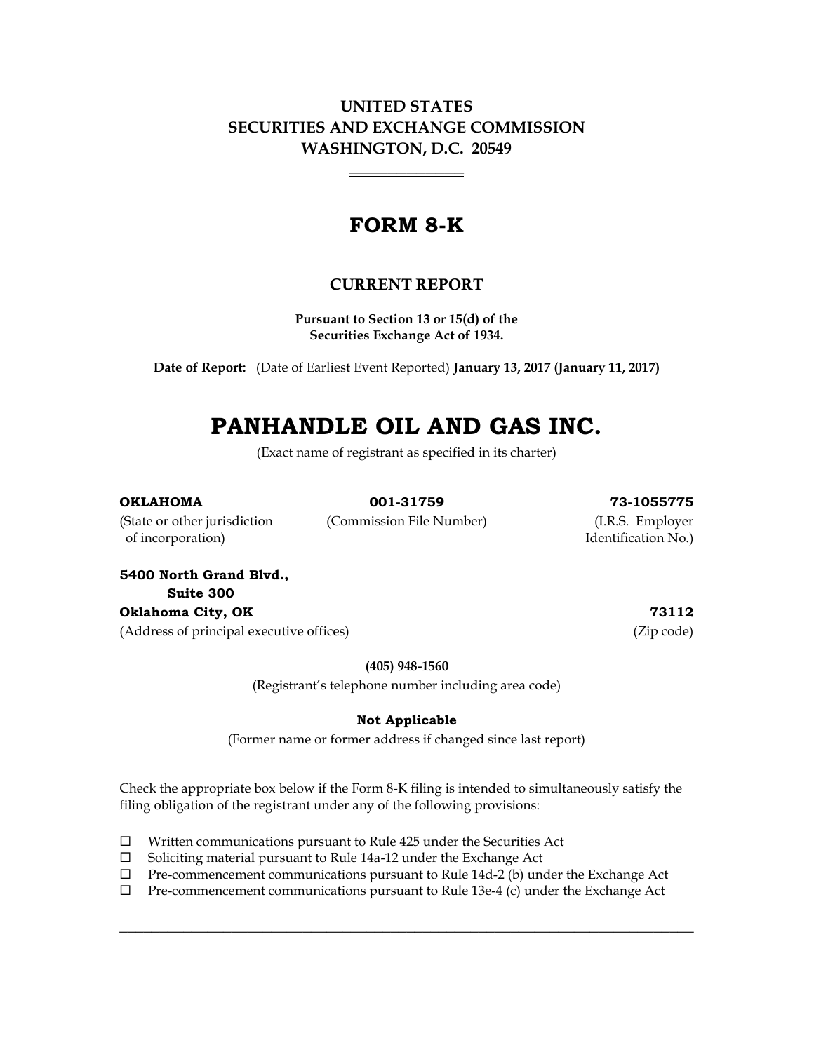**UNITED STATES**
**SECURITIES AND EXCHANGE COMMISSION**
**WASHINGTON, D.C. 20549**

---

# FORM 8-K

## CURRENT REPORT

**Pursuant to Section 13 or 15(d) of the**
**Securities Exchange Act of 1934.**

**Date of Report:** (Date of Earliest Event Reported) **January 13, 2017 (January 11, 2017)**

# PANHANDLE OIL AND GAS INC.

(Exact name of registrant as specified in its charter)

| **OKLAHOMA** | **001-31759** | **73-1055775** |
|---|---|---|
| (State or other jurisdiction of incorporation) | (Commission File Number) | (I.R.S. Employer Identification No.) |

**5400 North Grand Blvd.,**
**Suite 300**
**Oklahoma City, OK** **73112**
(Address of principal executive offices) (Zip code)

**(405) 948-1560**
(Registrant's telephone number including area code)

**Not Applicable**
(Former name or former address if changed since last report)

Check the appropriate box below if the Form 8-K filing is intended to simultaneously satisfy the filing obligation of the registrant under any of the following provisions:

- ☐ Written communications pursuant to Rule 425 under the Securities Act
- ☐ Soliciting material pursuant to Rule 14a-12 under the Exchange Act
- ☐ Pre-commencement communications pursuant to Rule 14d-2 (b) under the Exchange Act
- ☐ Pre-commencement communications pursuant to Rule 13e-4 (c) under the Exchange Act

---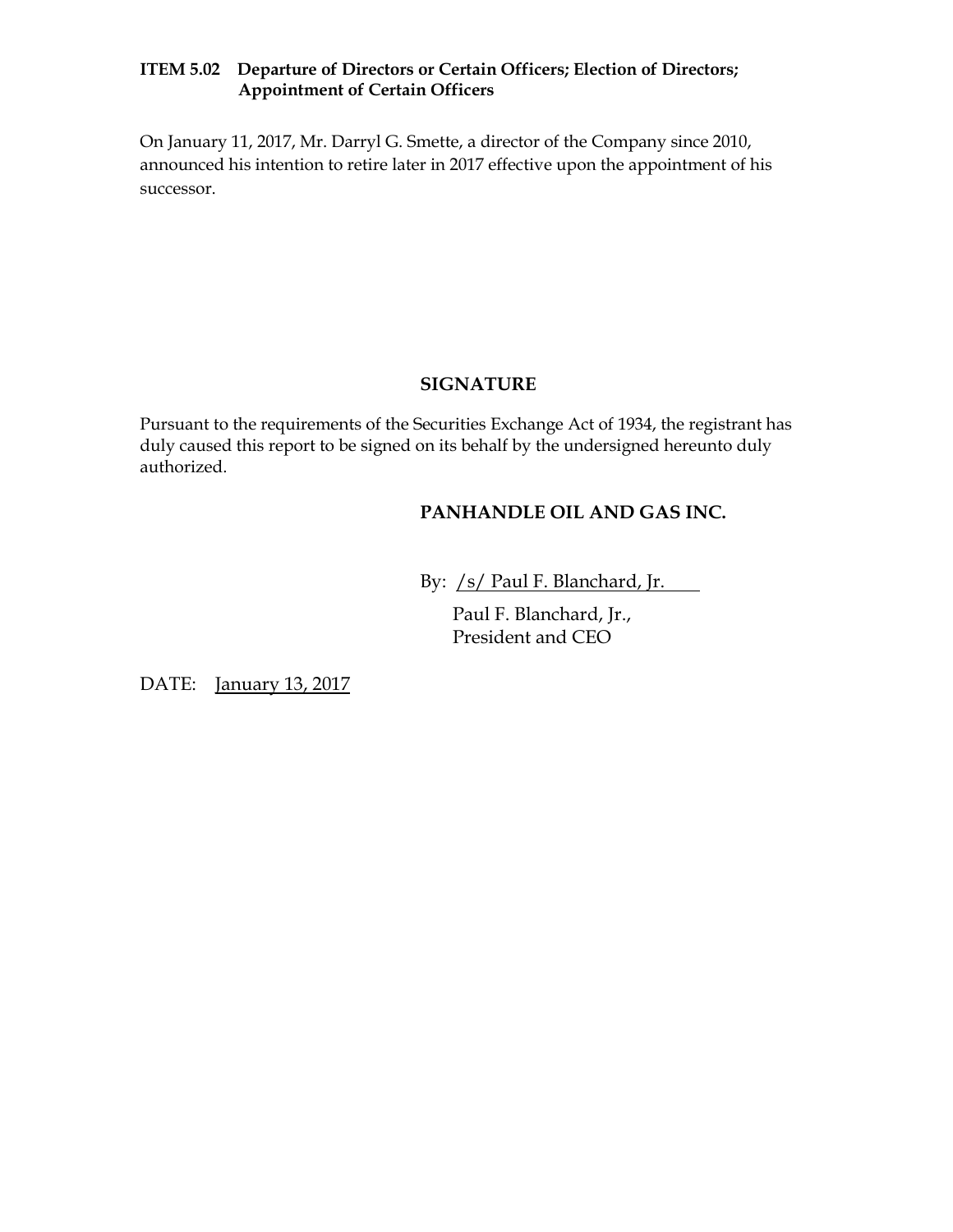**ITEM 5.02 Departure of Directors or Certain Officers; Election of Directors; Appointment of Certain Officers**

On January 11, 2017, Mr. Darryl G. Smette, a director of the Company since 2010, announced his intention to retire later in 2017 effective upon the appointment of his successor.

**SIGNATURE**

Pursuant to the requirements of the Securities Exchange Act of 1934, the registrant has duly caused this report to be signed on its behalf by the undersigned hereunto duly authorized.

**PANHANDLE OIL AND GAS INC.**

By: /s/ Paul F. Blanchard, Jr.

Paul F. Blanchard, Jr.,
President and CEO

DATE: January 13, 2017